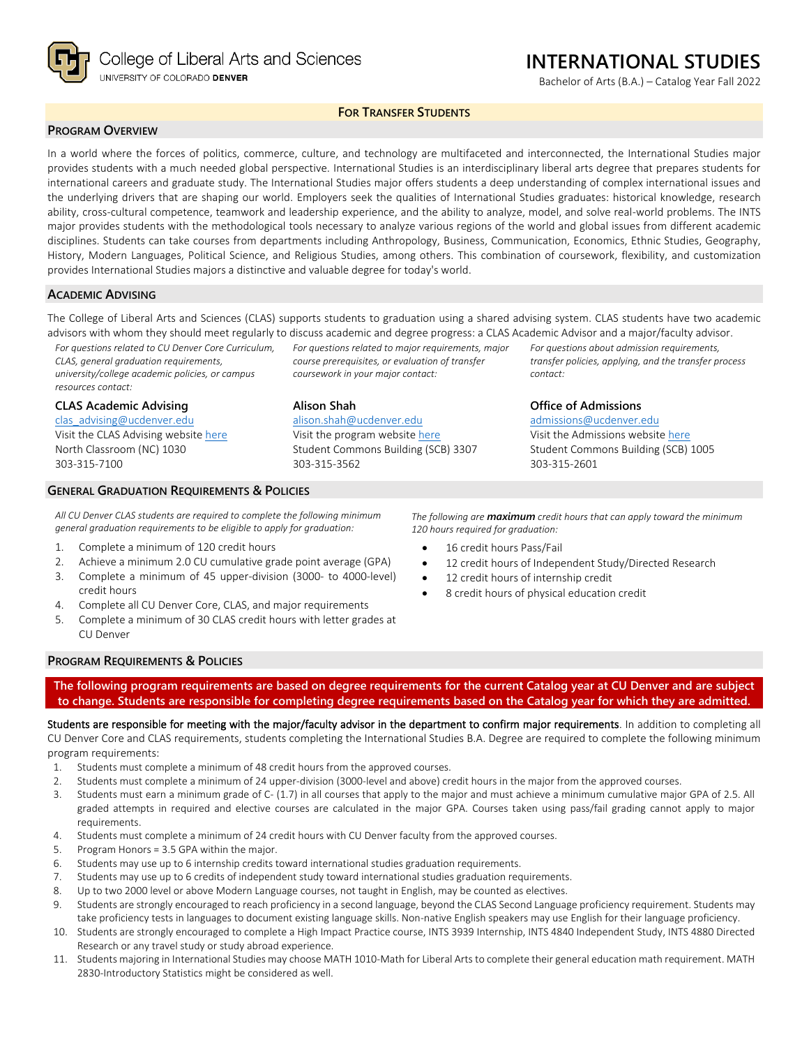College of Liberal Arts and Sciences
UNIVERSITY OF COLORADO **DENVER**

# INTERNATIONAL STUDIES

Bachelor of Arts (B.A.) – Catalog Year Fall 2022

**FOR TRANSFER STUDENTS**

## PROGRAM OVERVIEW

In a world where the forces of politics, commerce, culture, and technology are multifaceted and interconnected, the International Studies major provides students with a much needed global perspective. International Studies is an interdisciplinary liberal arts degree that prepares students for international careers and graduate study. The International Studies major offers students a deep understanding of complex international issues and the underlying drivers that are shaping our world. Employers seek the qualities of International Studies graduates: historical knowledge, research ability, cross-cultural competence, teamwork and leadership experience, and the ability to analyze, model, and solve real-world problems. The INTS major provides students with the methodological tools necessary to analyze various regions of the world and global issues from different academic disciplines. Students can take courses from departments including Anthropology, Business, Communication, Economics, Ethnic Studies, Geography, History, Modern Languages, Political Science, and Religious Studies, among others. This combination of coursework, flexibility, and customization provides International Studies majors a distinctive and valuable degree for today's world.

## ACADEMIC ADVISING

The College of Liberal Arts and Sciences (CLAS) supports students to graduation using a shared advising system. CLAS students have two academic advisors with whom they should meet regularly to discuss academic and degree progress: a CLAS Academic Advisor and a major/faculty advisor.

*For questions related to CU Denver Core Curriculum, CLAS, general graduation requirements, university/college academic policies, or campus resources contact:*

**CLAS Academic Advising**
clas_advising@ucdenver.edu
Visit the CLAS Advising website here
North Classroom (NC) 1030
303-315-7100

*For questions related to major requirements, major course prerequisites, or evaluation of transfer coursework in your major contact:*

**Alison Shah**
alison.shah@ucdenver.edu
Visit the program website here
Student Commons Building (SCB) 3307
303-315-3562

*For questions about admission requirements, transfer policies, applying, and the transfer process contact:*

**Office of Admissions**
admissions@ucdenver.edu
Visit the Admissions website here
Student Commons Building (SCB) 1005
303-315-2601

## GENERAL GRADUATION REQUIREMENTS & POLICIES

*All CU Denver CLAS students are required to complete the following minimum general graduation requirements to be eligible to apply for graduation:*

1. Complete a minimum of 120 credit hours
2. Achieve a minimum 2.0 CU cumulative grade point average (GPA)
3. Complete a minimum of 45 upper-division (3000- to 4000-level) credit hours
4. Complete all CU Denver Core, CLAS, and major requirements
5. Complete a minimum of 30 CLAS credit hours with letter grades at CU Denver

*The following are **maximum** credit hours that can apply toward the minimum 120 hours required for graduation:*

- 16 credit hours Pass/Fail
- 12 credit hours of Independent Study/Directed Research
- 12 credit hours of internship credit
- 8 credit hours of physical education credit

## PROGRAM REQUIREMENTS & POLICIES

**The following program requirements are based on degree requirements for the current Catalog year at CU Denver and are subject to change. Students are responsible for completing degree requirements based on the Catalog year for which they are admitted.**

Students are responsible for meeting with the major/faculty advisor in the department to confirm major requirements. In addition to completing all CU Denver Core and CLAS requirements, students completing the International Studies B.A. Degree are required to complete the following minimum program requirements:

1. Students must complete a minimum of 48 credit hours from the approved courses.
2. Students must complete a minimum of 24 upper-division (3000-level and above) credit hours in the major from the approved courses.
3. Students must earn a minimum grade of C- (1.7) in all courses that apply to the major and must achieve a minimum cumulative major GPA of 2.5. All graded attempts in required and elective courses are calculated in the major GPA. Courses taken using pass/fail grading cannot apply to major requirements.
4. Students must complete a minimum of 24 credit hours with CU Denver faculty from the approved courses.
5. Program Honors = 3.5 GPA within the major.
6. Students may use up to 6 internship credits toward international studies graduation requirements.
7. Students may use up to 6 credits of independent study toward international studies graduation requirements.
8. Up to two 2000 level or above Modern Language courses, not taught in English, may be counted as electives.
9. Students are strongly encouraged to reach proficiency in a second language, beyond the CLAS Second Language proficiency requirement. Students may take proficiency tests in languages to document existing language skills. Non-native English speakers may use English for their language proficiency.
10. Students are strongly encouraged to complete a High Impact Practice course, INTS 3939 Internship, INTS 4840 Independent Study, INTS 4880 Directed Research or any travel study or study abroad experience.
11. Students majoring in International Studies may choose MATH 1010-Math for Liberal Arts to complete their general education math requirement. MATH 2830-Introductory Statistics might be considered as well.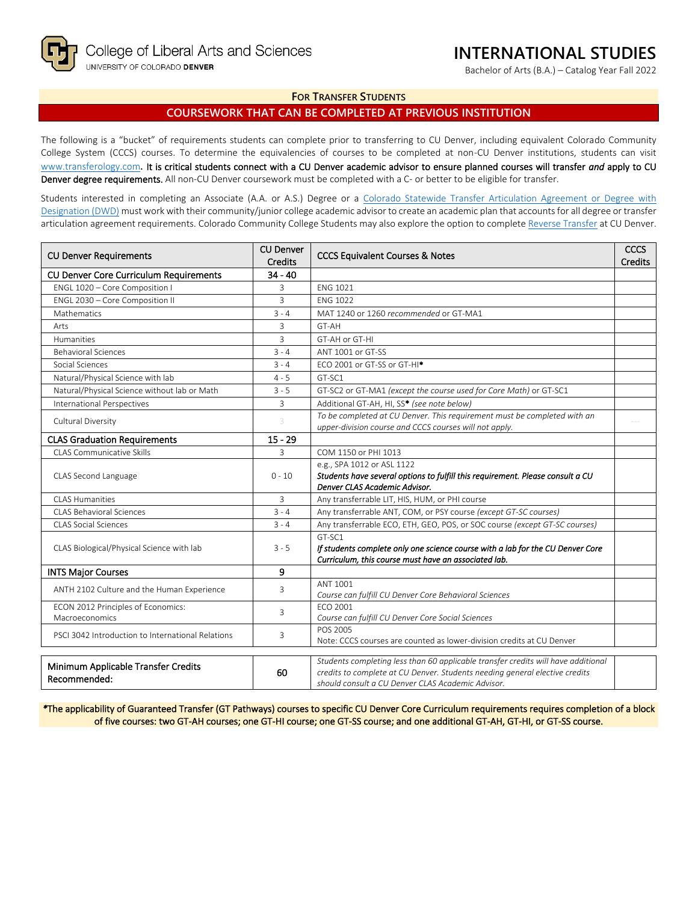College of Liberal Arts and Sciences
UNIVERSITY OF COLORADO DENVER

# INTERNATIONAL STUDIES

Bachelor of Arts (B.A.) – Catalog Year Fall 2022

## FOR TRANSFER STUDENTS

## COURSEWORK THAT CAN BE COMPLETED AT PREVIOUS INSTITUTION

The following is a "bucket" of requirements students can complete prior to transferring to CU Denver, including equivalent Colorado Community College System (CCCS) courses. To determine the equivalencies of courses to be completed at non-CU Denver institutions, students can visit www.transferology.com. **It is critical students connect with a CU Denver academic advisor to ensure planned courses will transfer *and* apply to CU Denver degree requirements.** All non-CU Denver coursework must be completed with a C- or better to be eligible for transfer.

Students interested in completing an Associate (A.A. or A.S.) Degree or a Colorado Statewide Transfer Articulation Agreement or Degree with Designation (DWD) must work with their community/junior college academic advisor to create an academic plan that accounts for all degree or transfer articulation agreement requirements. Colorado Community College Students may also explore the option to complete Reverse Transfer at CU Denver.

| CU Denver Requirements | CU Denver Credits | CCCS Equivalent Courses & Notes | CCCS Credits |
|---|---|---|---|
| **CU Denver Core Curriculum Requirements** | **34 - 40** | | |
| ENGL 1020 – Core Composition I | 3 | ENG 1021 | |
| ENGL 2030 – Core Composition II | 3 | ENG 1022 | |
| Mathematics | 3 - 4 | MAT 1240 or 1260 *recommended* or GT-MA1 | |
| Arts | 3 | GT-AH | |
| Humanities | 3 | GT-AH or GT-HI | |
| Behavioral Sciences | 3 - 4 | ANT 1001 or GT-SS | |
| Social Sciences | 3 - 4 | ECO 2001 or GT-SS or GT-HI* | |
| Natural/Physical Science with lab | 4 - 5 | GT-SC1 | |
| Natural/Physical Science without lab or Math | 3 - 5 | GT-SC2 or GT-MA1 *(except the course used for Core Math)* or GT-SC1 | |
| International Perspectives | 3 | Additional GT-AH, HI, SS* *(see note below)* | |
| Cultural Diversity | 3 | *To be completed at CU Denver. This requirement must be completed with an upper-division course and CCCS courses will not apply.* | --- |
| **CLAS Graduation Requirements** | **15 - 29** | | |
| CLAS Communicative Skills | 3 | COM 1150 or PHI 1013 | |
| CLAS Second Language | 0 - 10 | e.g., SPA 1012 or ASL 1122<br>***Students have several options to fulfill this requirement. Please consult a CU Denver CLAS Academic Advisor.*** | |
| CLAS Humanities | 3 | Any transferrable LIT, HIS, HUM, or PHI course | |
| CLAS Behavioral Sciences | 3 - 4 | Any transferrable ANT, COM, or PSY course *(except GT-SC courses)* | |
| CLAS Social Sciences | 3 - 4 | Any transferrable ECO, ETH, GEO, POS, or SOC course *(except GT-SC courses)* | |
| CLAS Biological/Physical Science with lab | 3 - 5 | GT-SC1<br>***If students complete only one science course with a lab for the CU Denver Core Curriculum, this course must have an associated lab.*** | |
| **INTS Major Courses** | **9** | | |
| ANTH 2102 Culture and the Human Experience | 3 | ANT 1001<br>*Course can fulfill CU Denver Core Behavioral Sciences* | |
| ECON 2012 Principles of Economics: Macroeconomics | 3 | ECO 2001<br>*Course can fulfill CU Denver Core Social Sciences* | |
| PSCI 3042 Introduction to International Relations | 3 | POS 2005<br>Note: CCCS courses are counted as lower-division credits at CU Denver | |

| Minimum Applicable Transfer Credits Recommended: | 60 | *Students completing less than 60 applicable transfer credits will have additional credits to complete at CU Denver. Students needing general elective credits should consult a CU Denver CLAS Academic Advisor.* | |
|---|---|---|---|

*The applicability of Guaranteed Transfer (GT Pathways) courses to specific CU Denver Core Curriculum requirements requires completion of a block of five courses: two GT-AH courses; one GT-HI course; one GT-SS course; and one additional GT-AH, GT-HI, or GT-SS course.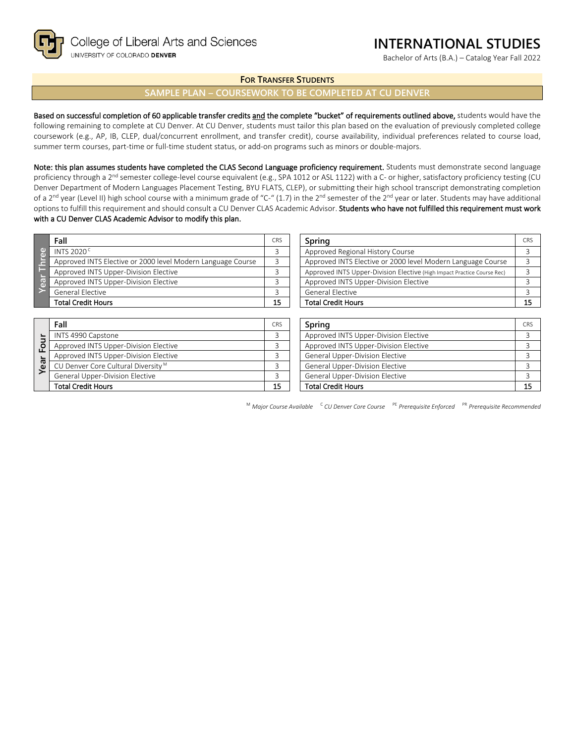College of Liberal Arts and Sciences
UNIVERSITY OF COLORADO DENVER

# INTERNATIONAL STUDIES

Bachelor of Arts (B.A.) – Catalog Year Fall 2022

## FOR TRANSFER STUDENTS

## SAMPLE PLAN – COURSEWORK TO BE COMPLETED AT CU DENVER

**Based on successful completion of 60 applicable transfer credits and the complete "bucket" of requirements outlined above,** students would have the following remaining to complete at CU Denver. At CU Denver, students must tailor this plan based on the evaluation of previously completed college coursework (e.g., AP, IB, CLEP, dual/concurrent enrollment, and transfer credit), course availability, individual preferences related to course load, summer term courses, part-time or full-time student status, or add-on programs such as minors or double-majors.

**Note: this plan assumes students have completed the CLAS Second Language proficiency requirement.** Students must demonstrate second language proficiency through a 2nd semester college-level course equivalent (e.g., SPA 1012 or ASL 1122) with a C- or higher, satisfactory proficiency testing (CU Denver Department of Modern Languages Placement Testing, BYU FLATS, CLEP), or submitting their high school transcript demonstrating completion of a 2nd year (Level II) high school course with a minimum grade of "C-" (1.7) in the 2nd semester of the 2nd year or later. Students may have additional options to fulfill this requirement and should consult a CU Denver CLAS Academic Advisor. **Students who have not fulfilled this requirement must work with a CU Denver CLAS Academic Advisor to modify this plan.**

### Year Three

| Fall | CRS |
| --- | --- |
| INTS 2020 [C] | 3 |
| Approved INTS Elective or 2000 level Modern Language Course | 3 |
| Approved INTS Upper-Division Elective | 3 |
| Approved INTS Upper-Division Elective | 3 |
| General Elective | 3 |
| **Total Credit Hours** | **15** |

| Spring | CRS |
| --- | --- |
| Approved Regional History Course | 3 |
| Approved INTS Elective or 2000 level Modern Language Course | 3 |
| Approved INTS Upper-Division Elective (High Impact Practice Course Rec) | 3 |
| Approved INTS Upper-Division Elective | 3 |
| General Elective | 3 |
| **Total Credit Hours** | **15** |

### Year Four

| Fall | CRS |
| --- | --- |
| INTS 4990 Capstone | 3 |
| Approved INTS Upper-Division Elective | 3 |
| Approved INTS Upper-Division Elective | 3 |
| CU Denver Core Cultural Diversity [M] | 3 |
| General Upper-Division Elective | 3 |
| **Total Credit Hours** | **15** |

| Spring | CRS |
| --- | --- |
| Approved INTS Upper-Division Elective | 3 |
| Approved INTS Upper-Division Elective | 3 |
| General Upper-Division Elective | 3 |
| General Upper-Division Elective | 3 |
| General Upper-Division Elective | 3 |
| **Total Credit Hours** | **15** |

[M] *Major Course Available* [C] *CU Denver Core Course* [PE] *Prerequisite Enforced* [PR] *Prerequisite Recommended*